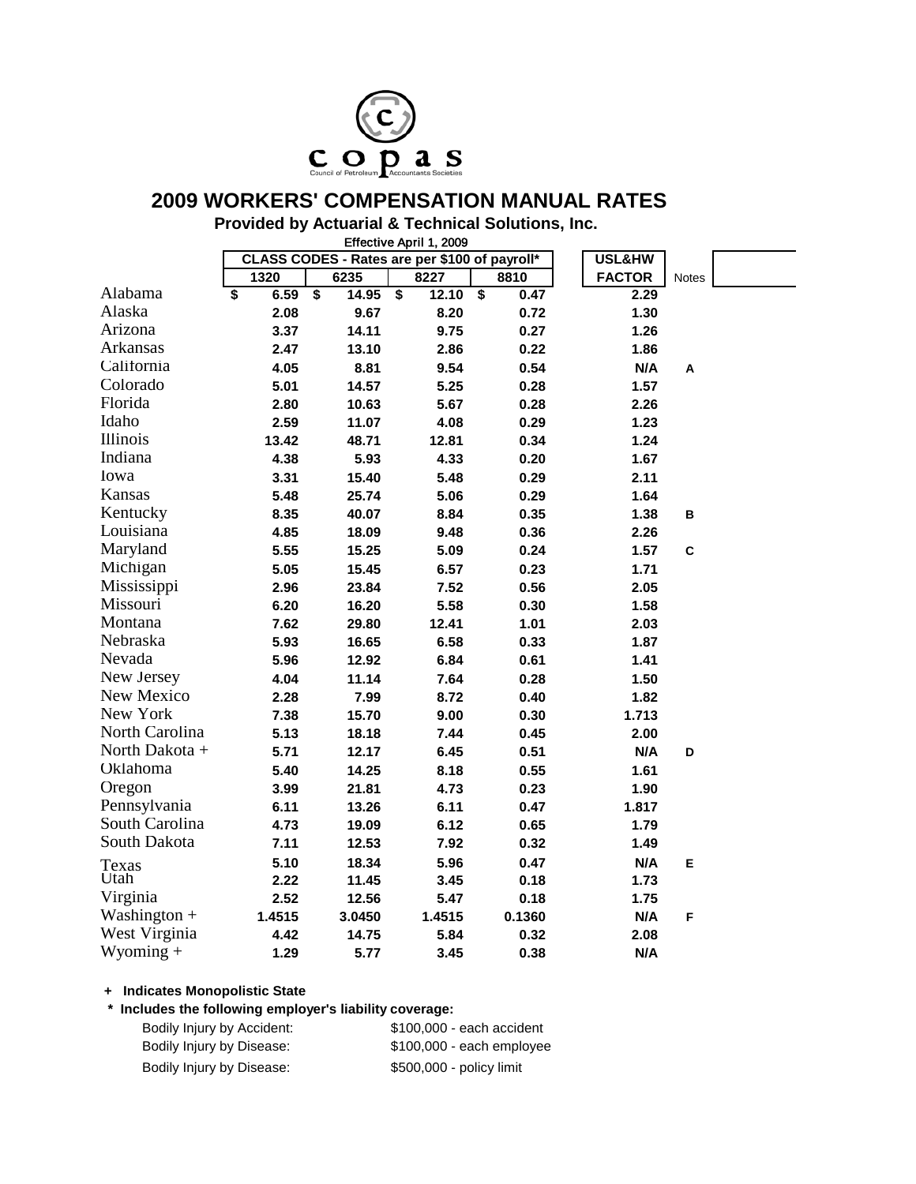copas

Council of Petroleum Accountants Societies

# 2009 WORKERS' COMPENSATION MANUAL RATES

**Provided by Actuarial & Technical Solutions, Inc.**

Effective April 1, 2009

| | CLASS CODES - Rates are per $100 of payroll* | | | | USL&HW | |
|---|---|---|---|---|---|---|
| | 1320 | 6235 | 8227 | 8810 | FACTOR | Notes |
| Alabama | $ 6.59 | $ 14.95 | $ 12.10 | $ 0.47 | 2.29 | |
| Alaska | 2.08 | 9.67 | 8.20 | 0.72 | 1.30 | |
| Arizona | 3.37 | 14.11 | 9.75 | 0.27 | 1.26 | |
| Arkansas | 2.47 | 13.10 | 2.86 | 0.22 | 1.86 | |
| California | 4.05 | 8.81 | 9.54 | 0.54 | N/A | A |
| Colorado | 5.01 | 14.57 | 5.25 | 0.28 | 1.57 | |
| Florida | 2.80 | 10.63 | 5.67 | 0.28 | 2.26 | |
| Idaho | 2.59 | 11.07 | 4.08 | 0.29 | 1.23 | |
| Illinois | 13.42 | 48.71 | 12.81 | 0.34 | 1.24 | |
| Indiana | 4.38 | 5.93 | 4.33 | 0.20 | 1.67 | |
| Iowa | 3.31 | 15.40 | 5.48 | 0.29 | 2.11 | |
| Kansas | 5.48 | 25.74 | 5.06 | 0.29 | 1.64 | |
| Kentucky | 8.35 | 40.07 | 8.84 | 0.35 | 1.38 | B |
| Louisiana | 4.85 | 18.09 | 9.48 | 0.36 | 2.26 | |
| Maryland | 5.55 | 15.25 | 5.09 | 0.24 | 1.57 | C |
| Michigan | 5.05 | 15.45 | 6.57 | 0.23 | 1.71 | |
| Mississippi | 2.96 | 23.84 | 7.52 | 0.56 | 2.05 | |
| Missouri | 6.20 | 16.20 | 5.58 | 0.30 | 1.58 | |
| Montana | 7.62 | 29.80 | 12.41 | 1.01 | 2.03 | |
| Nebraska | 5.93 | 16.65 | 6.58 | 0.33 | 1.87 | |
| Nevada | 5.96 | 12.92 | 6.84 | 0.61 | 1.41 | |
| New Jersey | 4.04 | 11.14 | 7.64 | 0.28 | 1.50 | |
| New Mexico | 2.28 | 7.99 | 8.72 | 0.40 | 1.82 | |
| New York | 7.38 | 15.70 | 9.00 | 0.30 | 1.713 | |
| North Carolina | 5.13 | 18.18 | 7.44 | 0.45 | 2.00 | |
| North Dakota + | 5.71 | 12.17 | 6.45 | 0.51 | N/A | D |
| Oklahoma | 5.40 | 14.25 | 8.18 | 0.55 | 1.61 | |
| Oregon | 3.99 | 21.81 | 4.73 | 0.23 | 1.90 | |
| Pennsylvania | 6.11 | 13.26 | 6.11 | 0.47 | 1.817 | |
| South Carolina | 4.73 | 19.09 | 6.12 | 0.65 | 1.79 | |
| South Dakota | 7.11 | 12.53 | 7.92 | 0.32 | 1.49 | |
| Texas | 5.10 | 18.34 | 5.96 | 0.47 | N/A | E |
| Utah | 2.22 | 11.45 | 3.45 | 0.18 | 1.73 | |
| Virginia | 2.52 | 12.56 | 5.47 | 0.18 | 1.75 | |
| Washington + | 1.4515 | 3.0450 | 1.4515 | 0.1360 | N/A | F |
| West Virginia | 4.42 | 14.75 | 5.84 | 0.32 | 2.08 | |
| Wyoming + | 1.29 | 5.77 | 3.45 | 0.38 | N/A | |

**+ Indicates Monopolistic State**

**\* Includes the following employer's liability coverage:**

| | |
|---|---|
| Bodily Injury by Accident: | $100,000 - each accident |
| Bodily Injury by Disease: | $100,000 - each employee |
| Bodily Injury by Disease: | $500,000 - policy limit |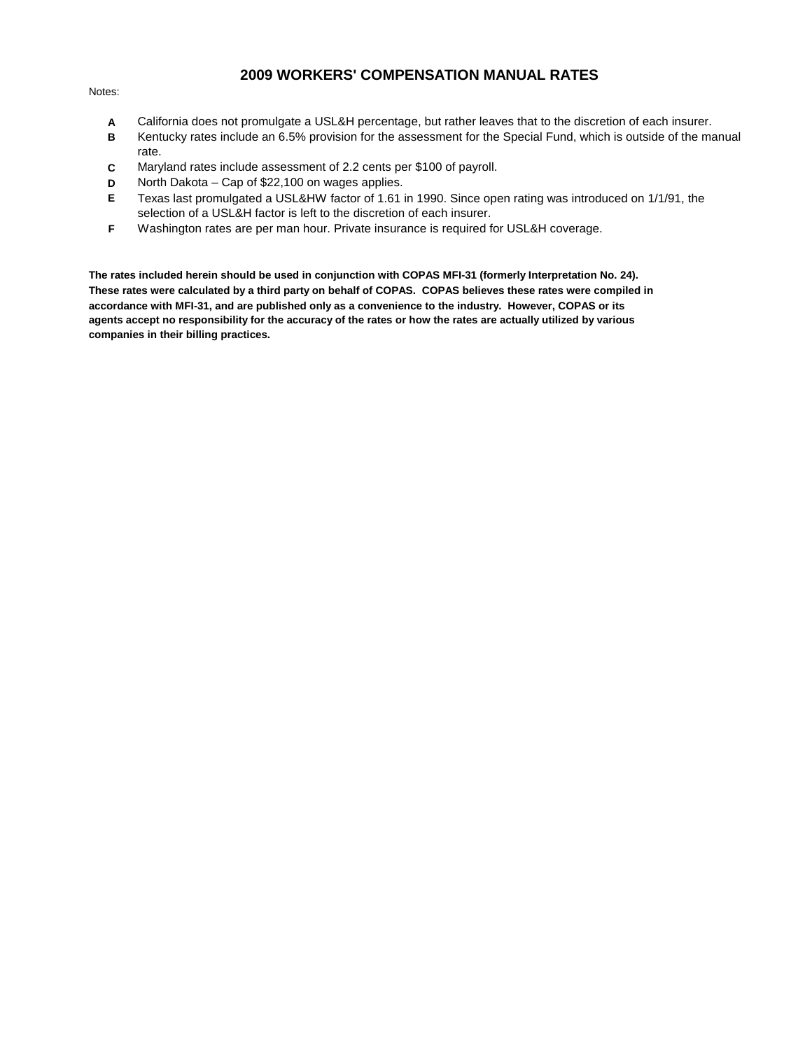# 2009 WORKERS' COMPENSATION MANUAL RATES

Notes:

- **A** California does not promulgate a USL&H percentage, but rather leaves that to the discretion of each insurer.
- **B** Kentucky rates include an 6.5% provision for the assessment for the Special Fund, which is outside of the manual rate.
- **C** Maryland rates include assessment of 2.2 cents per $100 of payroll.
- **D** North Dakota – Cap of $22,100 on wages applies.
- **E** Texas last promulgated a USL&HW factor of 1.61 in 1990. Since open rating was introduced on 1/1/91, the selection of a USL&H factor is left to the discretion of each insurer.
- **F** Washington rates are per man hour. Private insurance is required for USL&H coverage.

**The rates included herein should be used in conjunction with COPAS MFI-31 (formerly Interpretation No. 24). These rates were calculated by a third party on behalf of COPAS. COPAS believes these rates were compiled in accordance with MFI-31, and are published only as a convenience to the industry. However, COPAS or its agents accept no responsibility for the accuracy of the rates or how the rates are actually utilized by various companies in their billing practices.**